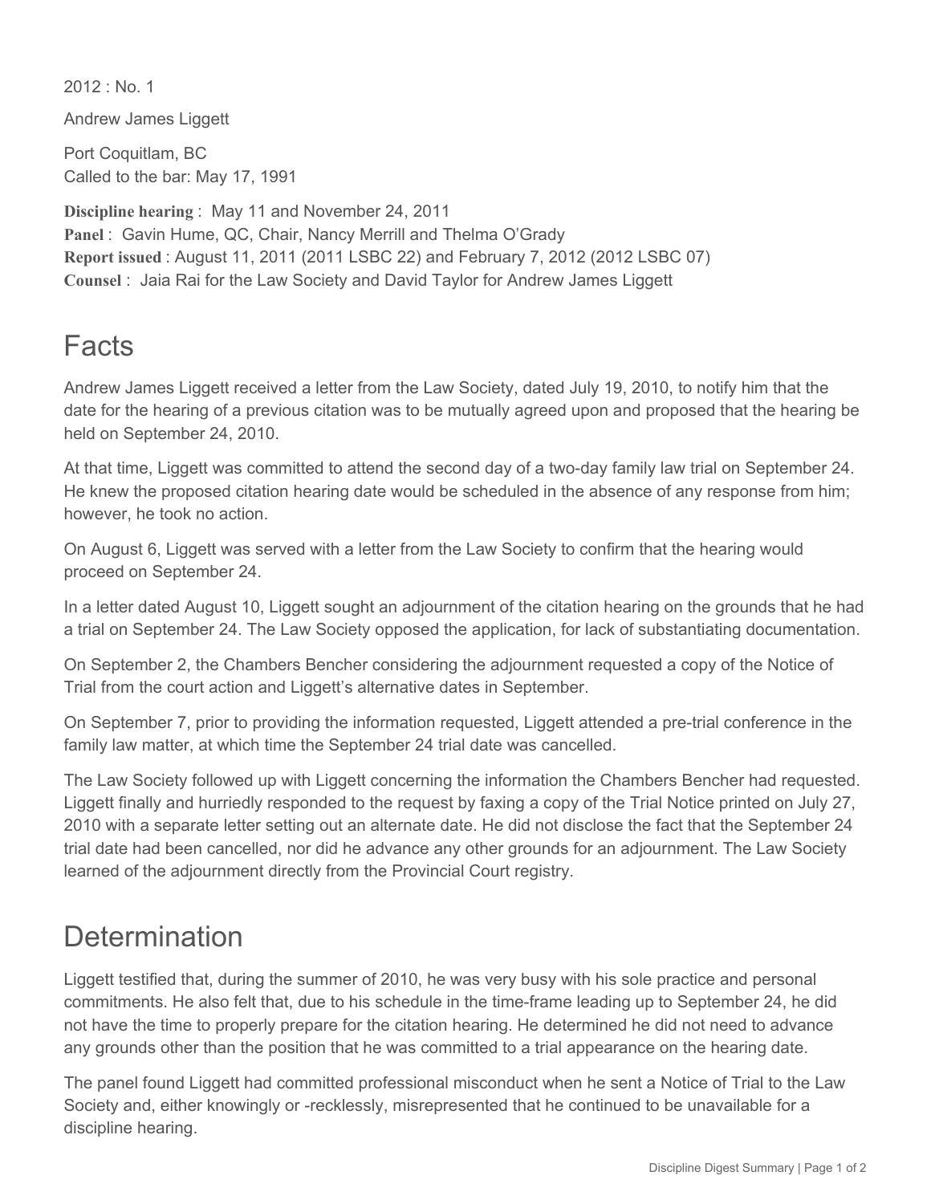2012 : No. 1

Andrew James Liggett

Port Coquitlam, BC
Called to the bar: May 17, 1991

**Discipline hearing** : May 11 and November 24, 2011
**Panel** : Gavin Hume, QC, Chair, Nancy Merrill and Thelma O'Grady
**Report issued** : August 11, 2011 (2011 LSBC 22) and February 7, 2012 (2012 LSBC 07)
**Counsel** : Jaia Rai for the Law Society and David Taylor for Andrew James Liggett

## Facts

Andrew James Liggett received a letter from the Law Society, dated July 19, 2010, to notify him that the date for the hearing of a previous citation was to be mutually agreed upon and proposed that the hearing be held on September 24, 2010.

At that time, Liggett was committed to attend the second day of a two-day family law trial on September 24. He knew the proposed citation hearing date would be scheduled in the absence of any response from him; however, he took no action.

On August 6, Liggett was served with a letter from the Law Society to confirm that the hearing would proceed on September 24.

In a letter dated August 10, Liggett sought an adjournment of the citation hearing on the grounds that he had a trial on September 24. The Law Society opposed the application, for lack of substantiating documentation.

On September 2, the Chambers Bencher considering the adjournment requested a copy of the Notice of Trial from the court action and Liggett's alternative dates in September.

On September 7, prior to providing the information requested, Liggett attended a pre-trial conference in the family law matter, at which time the September 24 trial date was cancelled.

The Law Society followed up with Liggett concerning the information the Chambers Bencher had requested. Liggett finally and hurriedly responded to the request by faxing a copy of the Trial Notice printed on July 27, 2010 with a separate letter setting out an alternate date. He did not disclose the fact that the September 24 trial date had been cancelled, nor did he advance any other grounds for an adjournment. The Law Society learned of the adjournment directly from the Provincial Court registry.

## Determination

Liggett testified that, during the summer of 2010, he was very busy with his sole practice and personal commitments. He also felt that, due to his schedule in the time-frame leading up to September 24, he did not have the time to properly prepare for the citation hearing. He determined he did not need to advance any grounds other than the position that he was committed to a trial appearance on the hearing date.

The panel found Liggett had committed professional misconduct when he sent a Notice of Trial to the Law Society and, either knowingly or -recklessly, misrepresented that he continued to be unavailable for a discipline hearing.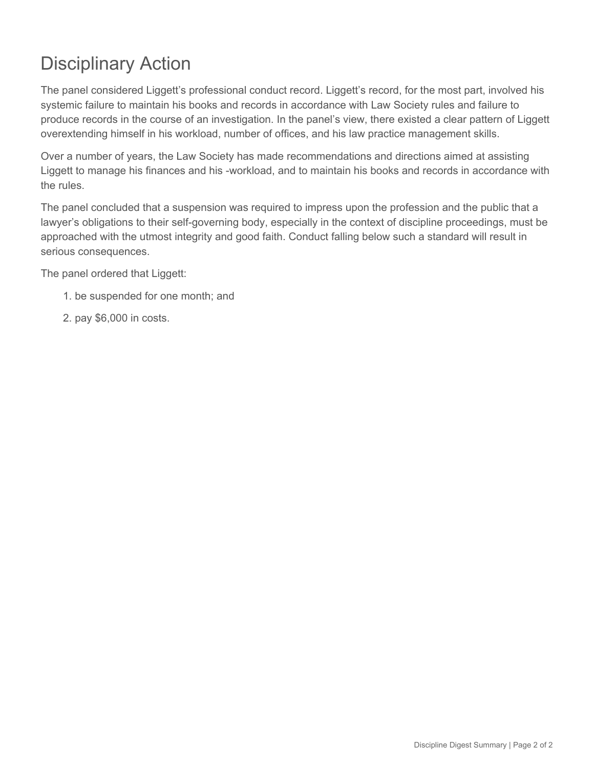# Disciplinary Action

The panel considered Liggett's professional conduct record. Liggett's record, for the most part, involved his systemic failure to maintain his books and records in accordance with Law Society rules and failure to produce records in the course of an investigation. In the panel's view, there existed a clear pattern of Liggett overextending himself in his workload, number of offices, and his law practice management skills.

Over a number of years, the Law Society has made recommendations and directions aimed at assisting Liggett to manage his finances and his -workload, and to maintain his books and records in accordance with the rules.

The panel concluded that a suspension was required to impress upon the profession and the public that a lawyer's obligations to their self-governing body, especially in the context of discipline proceedings, must be approached with the utmost integrity and good faith. Conduct falling below such a standard will result in serious consequences.

The panel ordered that Liggett:

1. be suspended for one month; and
2. pay $6,000 in costs.